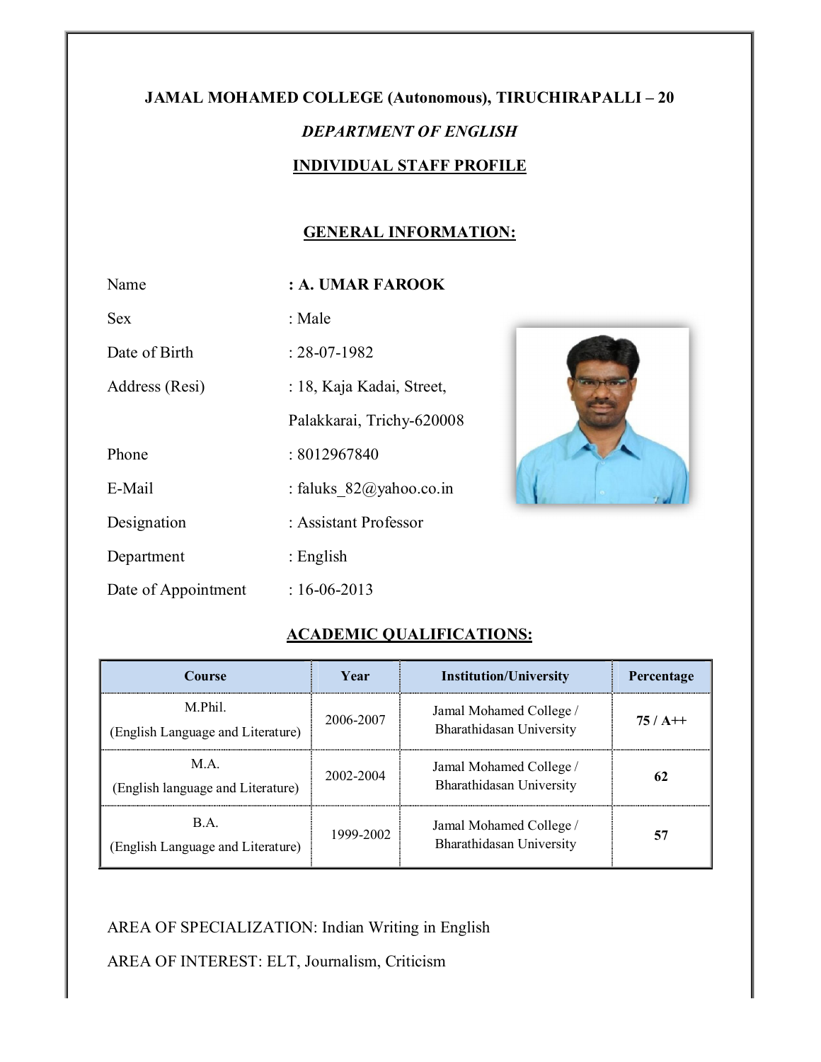# JAMAL MOHAMED COLLEGE (Autonomous), TIRUCHIRAPALLI – 20

## *DEPARTMENT OF ENGLISH*

## INDIVIDUAL STAFF PROFILE

### GENERAL INFORMATION:

Name : **A. UMAR FAROOK**

Sex : Male

Date of Birth : 28-07-1982

Address (Resi) : 18, Kaja Kadai, Street, Palakkarai, Trichy-620008

Phone : 8012967840

E-Mail : faluks_82@yahoo.co.in

Designation : Assistant Professor

Department : English

Date of Appointment : 16-06-2013

### ACADEMIC QUALIFICATIONS:

| Course | Year | Institution/University | Percentage |
|---|---|---|---|
| M.Phil. (English Language and Literature) | 2006-2007 | Jamal Mohamed College / Bharathidasan University | **75 / A++** |
| M.A. (English language and Literature) | 2002-2004 | Jamal Mohamed College / Bharathidasan University | **62** |
| B.A. (English Language and Literature) | 1999-2002 | Jamal Mohamed College / Bharathidasan University | **57** |

AREA OF SPECIALIZATION: Indian Writing in English

AREA OF INTEREST: ELT, Journalism, Criticism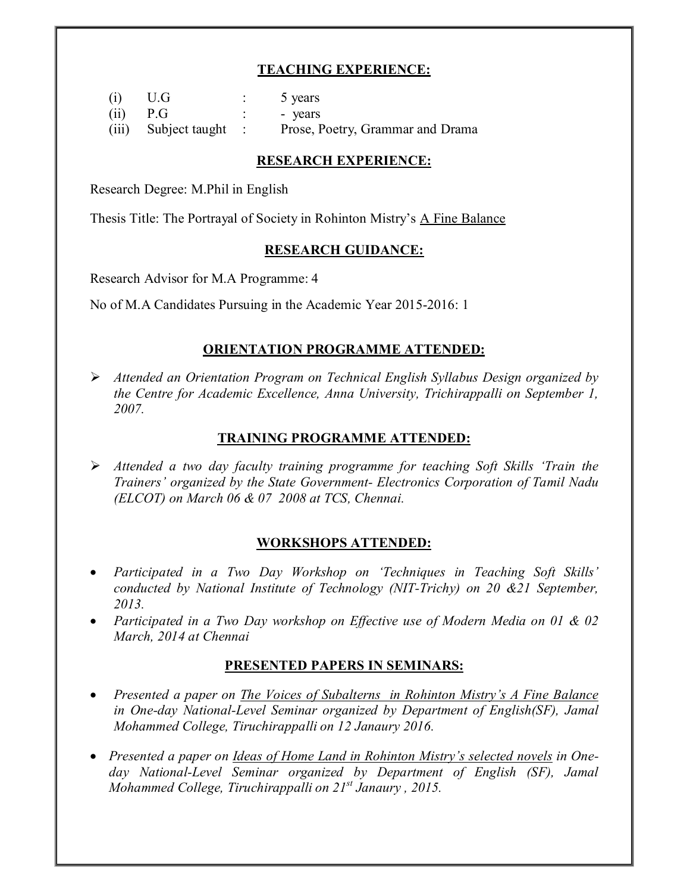## TEACHING EXPERIENCE:

(i) U.G : 5 years
(ii) P.G : - years
(iii) Subject taught : Prose, Poetry, Grammar and Drama

## RESEARCH EXPERIENCE:

Research Degree: M.Phil in English

Thesis Title: The Portrayal of Society in Rohinton Mistry's A Fine Balance

## RESEARCH GUIDANCE:

Research Advisor for M.A Programme: 4

No of M.A Candidates Pursuing in the Academic Year 2015-2016: 1

## ORIENTATION PROGRAMME ATTENDED:

- *Attended an Orientation Program on Technical English Syllabus Design organized by the Centre for Academic Excellence, Anna University, Trichirappalli on September 1, 2007.*

## TRAINING PROGRAMME ATTENDED:

- *Attended a two day faculty training programme for teaching Soft Skills 'Train the Trainers' organized by the State Government- Electronics Corporation of Tamil Nadu (ELCOT) on March 06 & 07 2008 at TCS, Chennai.*

## WORKSHOPS ATTENDED:

- *Participated in a Two Day Workshop on 'Techniques in Teaching Soft Skills' conducted by National Institute of Technology (NIT-Trichy) on 20 &21 September, 2013.*
- *Participated in a Two Day workshop on Effective use of Modern Media on 01 & 02 March, 2014 at Chennai*

## PRESENTED PAPERS IN SEMINARS:

- *Presented a paper on The Voices of Subalterns in Rohinton Mistry's A Fine Balance in One-day National-Level Seminar organized by Department of English(SF), Jamal Mohammed College, Tiruchirappalli on 12 Janaury 2016.*

- *Presented a paper on Ideas of Home Land in Rohinton Mistry's selected novels in One-day National-Level Seminar organized by Department of English (SF), Jamal Mohammed College, Tiruchirappalli on 21st Janaury , 2015.*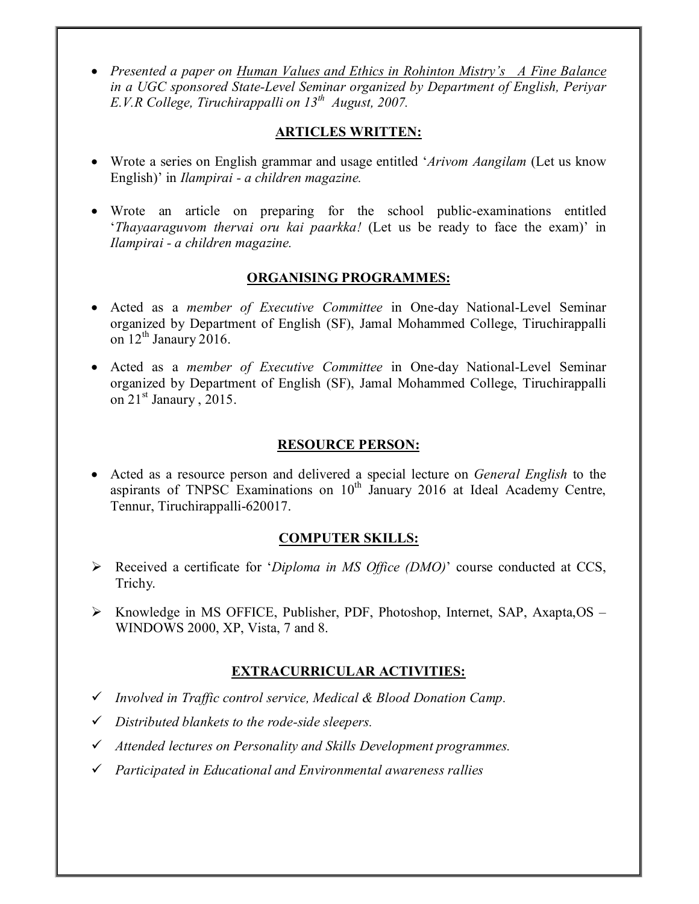- *Presented a paper on* *<u>Human Values and Ethics in Rohinton Mistry's A Fine Balance</u>* *in a UGC sponsored State-Level Seminar organized by Department of English, Periyar E.V.R College, Tiruchirappalli on 13th August, 2007.*

## ARTICLES WRITTEN:

- Wrote a series on English grammar and usage entitled '*Arivom Aangilam* (Let us know English)' in *Ilampirai - a children magazine.*

- Wrote an article on preparing for the school public-examinations entitled '*Thayaaraguvom thervai oru kai paarkka!* (Let us be ready to face the exam)' in *Ilampirai - a children magazine.*

## ORGANISING PROGRAMMES:

- Acted as a *member of Executive Committee* in One-day National-Level Seminar organized by Department of English (SF), Jamal Mohammed College, Tiruchirappalli on 12th Janaury 2016.

- Acted as a *member of Executive Committee* in One-day National-Level Seminar organized by Department of English (SF), Jamal Mohammed College, Tiruchirappalli on 21st Janaury , 2015.

## RESOURCE PERSON:

- Acted as a resource person and delivered a special lecture on *General English* to the aspirants of TNPSC Examinations on 10th January 2016 at Ideal Academy Centre, Tennur, Tiruchirappalli-620017.

## COMPUTER SKILLS:

- Received a certificate for '*Diploma in MS Office (DMO)*' course conducted at CCS, Trichy.

- Knowledge in MS OFFICE, Publisher, PDF, Photoshop, Internet, SAP, Axapta,OS – WINDOWS 2000, XP, Vista, 7 and 8.

## EXTRACURRICULAR ACTIVITIES:

- ✓ *Involved in Traffic control service, Medical & Blood Donation Camp.*
- ✓ *Distributed blankets to the rode-side sleepers.*
- ✓ *Attended lectures on Personality and Skills Development programmes.*
- ✓ *Participated in Educational and Environmental awareness rallies*